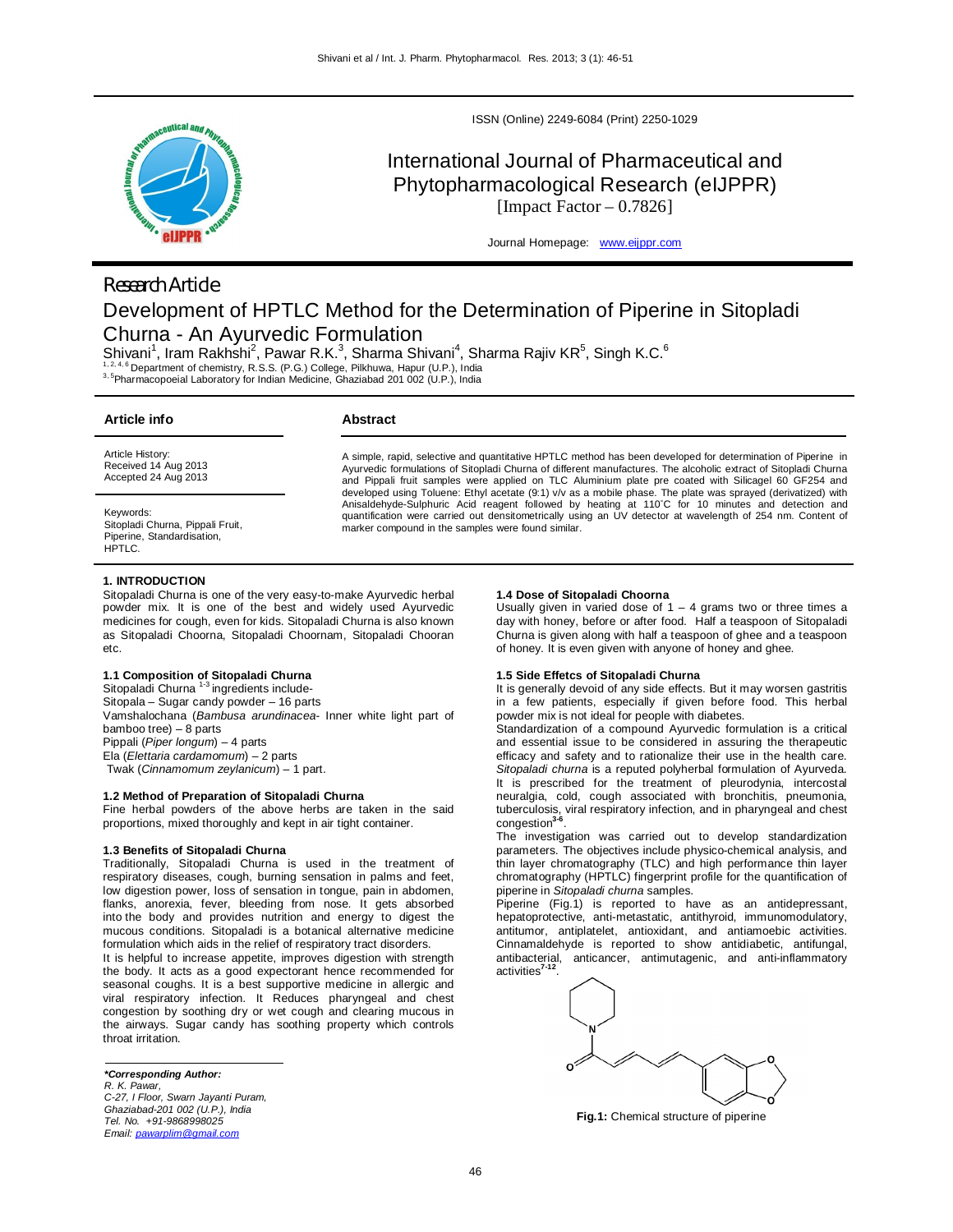ISSN (Online) 2249-6084 (Print) 2250-1029

# International Journal of Pharmaceutical and Phytopharmacological Research (eIJPPR)

[Impact Factor – 0.7826]

Journal Homepage: www.eijppr.com

Research Article

# Development of HPTLC Method for the Determination of Piperine in Sitopladi Churna - An Ayurvedic Formulation

Shivani[1], Iram Rakhshi[2], Pawar R.K.[3], Sharma Shivani[4], Sharma Rajiv KR[5], Singh K.C.[6]

[1, 2, 4, 6] Department of chemistry, R.S.S. (P.G.) College, Pilkhuwa, Hapur (U.P.), India
[3, 5] Pharmacopoeial Laboratory for Indian Medicine, Ghaziabad 201 002 (U.P.), India

**Article info**

Article History:
Received 14 Aug 2013
Accepted 24 Aug 2013

Keywords:
Sitopladi Churna, Pippali Fruit, Piperine, Standardisation, HPTLC.

**Abstract**

A simple, rapid, selective and quantitative HPTLC method has been developed for determination of Piperine in Ayurvedic formulations of Sitopladi Churna of different manufactures. The alcoholic extract of Sitopladi Churna and Pippali fruit samples were applied on TLC Aluminium plate pre coated with Silicagel 60 GF254 and developed using Toluene: Ethyl acetate (9:1) v/v as a mobile phase. The plate was sprayed (derivatized) with Anisaldehyde-Sulphuric Acid reagent followed by heating at 110˚C for 10 minutes and detection and quantification were carried out densitometrically using an UV detector at wavelength of 254 nm. Content of marker compound in the samples were found similar.

## 1. INTRODUCTION

Sitopaladi Churna is one of the very easy-to-make Ayurvedic herbal powder mix. It is one of the best and widely used Ayurvedic medicines for cough, even for kids. Sitopaladi Churna is also known as Sitopaladi Choorna, Sitopaladi Choornam, Sitopaladi Chooran etc.

### 1.1 Composition of Sitopaladi Churna

Sitopaladi Churna [1-3] ingredients include-
Sitopala – Sugar candy powder – 16 parts
Vamshalochana (*Bambusa arundinacea*- Inner white light part of bamboo tree) – 8 parts
Pippali (*Piper longum*) – 4 parts
Ela (*Elettaria cardamomum*) – 2 parts
Twak (*Cinnamomum zeylanicum*) – 1 part.

### 1.2 Method of Preparation of Sitopaladi Churna

Fine herbal powders of the above herbs are taken in the said proportions, mixed thoroughly and kept in air tight container.

### 1.3 Benefits of Sitopaladi Churna

Traditionally, Sitopaladi Churna is used in the treatment of respiratory diseases, cough, burning sensation in palms and feet, low digestion power, loss of sensation in tongue, pain in abdomen, flanks, anorexia, fever, bleeding from nose. It gets absorbed into the body and provides nutrition and energy to digest the mucous conditions. Sitopaladi is a botanical alternative medicine formulation which aids in the relief of respiratory tract disorders.

It is helpful to increase appetite, improves digestion with strength the body. It acts as a good expectorant hence recommended for seasonal coughs. It is a best supportive medicine in allergic and viral respiratory infection. It Reduces pharyngeal and chest congestion by soothing dry or wet cough and clearing mucous in the airways. Sugar candy has soothing property which controls throat irritation.

### 1.4 Dose of Sitopaladi Choorna

Usually given in varied dose of 1 – 4 grams two or three times a day with honey, before or after food. Half a teaspoon of Sitopaladi Churna is given along with half a teaspoon of ghee and a teaspoon of honey. It is even given with anyone of honey and ghee.

### 1.5 Side Effetcs of Sitopaladi Churna

It is generally devoid of any side effects. But it may worsen gastritis in a few patients, especially if given before food. This herbal powder mix is not ideal for people with diabetes.

Standardization of a compound Ayurvedic formulation is a critical and essential issue to be considered in assuring the therapeutic efficacy and safety and to rationalize their use in the health care. *Sitopaladi churna* is a reputed polyherbal formulation of Ayurveda. It is prescribed for the treatment of pleurodynia, intercostal neuralgia, cold, cough associated with bronchitis, pneumonia, tuberculosis, viral respiratory infection, and in pharyngeal and chest congestion[3-6].

The investigation was carried out to develop standardization parameters. The objectives include physico-chemical analysis, and thin layer chromatography (TLC) and high performance thin layer chromatography (HPTLC) fingerprint profile for the quantification of piperine in *Sitopaladi churna* samples.

Piperine (Fig.1) is reported to have as an antidepressant, hepatoprotective, anti-metastatic, antithyroid, immunomodulatory, antitumor, antiplatelet, antioxidant, and antiamoebic activities. Cinnamaldehyde is reported to show antidiabetic, antifungal, antibacterial, anticancer, antimutagenic, and anti-inflammatory activities[7-12].

**Fig.1:** Chemical structure of piperine

*Corresponding Author:*
*R. K. Pawar,*
*C-27, I Floor, Swarn Jayanti Puram,*
*Ghaziabad-201 002 (U.P.), India*
*Tel. No. +91-9868998025*
*Email: pawarplim@gmail.com*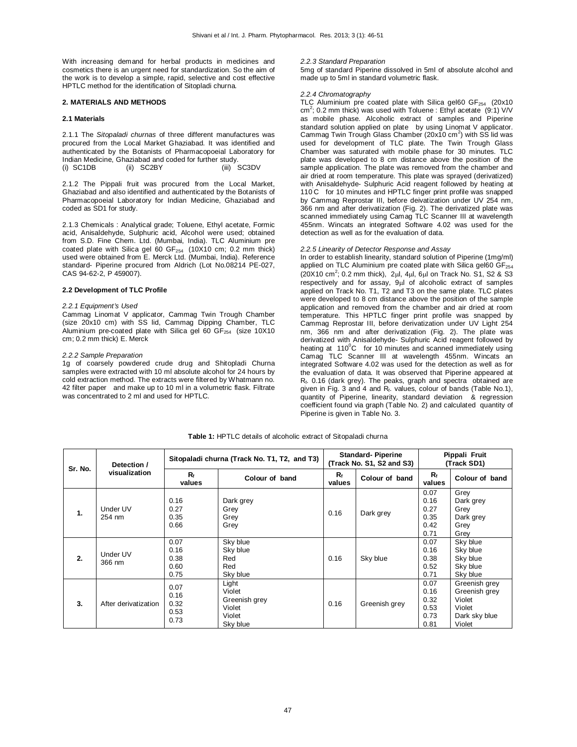With increasing demand for herbal products in medicines and cosmetics there is an urgent need for standardization. So the aim of the work is to develop a simple, rapid, selective and cost effective HPTLC method for the identification of Sitopladi churna.

## 2. MATERIALS AND METHODS

### 2.1 Materials

2.1.1 The *Sitopaladi churnas* of three different manufactures was procured from the Local Market Ghaziabad. It was identified and authenticated by the Botanists of Pharmacopoeial Laboratory for Indian Medicine, Ghaziabad and coded for further study.
(i) SC1DB (ii) SC2BY (iii) SC3DV

2.1.2 The Pippali fruit was procured from the Local Market, Ghaziabad and also identified and authenticated by the Botanists of Pharmacopoeial Laboratory for Indian Medicine, Ghaziabad and coded as SD1 for study.

2.1.3 Chemicals : Analytical grade; Toluene, Ethyl acetate, Formic acid, Anisaldehyde, Sulphuric acid, Alcohol were used; obtained from S.D. Fine Chem. Ltd. (Mumbai, India). TLC Aluminium pre coated plate with Silica gel 60 $GF_{254}$ (10X10 cm; 0.2 mm thick) used were obtained from E. Merck Ltd. (Mumbai, India). Reference standard- Piperine procured from Aldrich (Lot No.08214 PE-027, CAS 94-62-2, P 459007).

### 2.2 Development of TLC Profile

*2.2.1 Equipment's Used*
Cammag Linomat V applicator, Cammag Twin Trough Chamber (size 20x10 cm) with SS lid, Cammag Dipping Chamber, TLC Aluminium pre-coated plate with Silica gel 60 $GF_{254}$ (size 10X10 cm; 0.2 mm thick) E. Merck

*2.2.2 Sample Preparation*
1g of coarsely powdered crude drug and Shitopladi Churna samples were extracted with 10 ml absolute alcohol for 24 hours by cold extraction method. The extracts were filtered by Whatmann no. 42 filter paper and make up to 10 ml in a volumetric flask. Filtrate was concentrated to 2 ml and used for HPTLC.

*2.2.3 Standard Preparation*
5mg of standard Piperine dissolved in 5ml of absolute alcohol and made up to 5ml in standard volumetric flask.

*2.2.4 Chromatography*
TLC Aluminium pre coated plate with Silica gel60 $GF_{254}$ (20x10 $cm^2$; 0.2 mm thick) was used with Toluene : Ethyl acetate (9:1) V/V as mobile phase. Alcoholic extract of samples and Piperine standard solution applied on plate by using Linomat V applicator. Cammag Twin Trough Glass Chamber (20x10 $cm^2$) with SS lid was used for development of TLC plate. The Twin Trough Glass Chamber was saturated with mobile phase for 30 minutes. TLC plate was developed to 8 cm distance above the position of the sample application. The plate was removed from the chamber and air dried at room temperature. This plate was sprayed (derivatized) with Anisaldehyde- Sulphuric Acid reagent followed by heating at 110 C for 10 minutes and HPTLC finger print profile was snapped by Cammag Reprostar III, before deivatization under UV 254 nm, 366 nm and after derivatization (Fig. 2). The derivatized plate was scanned immediately using Camag TLC Scanner III at wavelength 455nm. Wincats an integrated Software 4.02 was used for the detection as well as for the evaluation of data.

*2.2.5 Linearity of Detector Response and Assay*
In order to establish linearity, standard solution of Piperine (1mg/ml) applied on TLC Aluminium pre coated plate with Silica gel60 $GF_{254}$ (20X10 $cm^2$; 0.2 mm thick), 2μl, 4μl, 6μl on Track No. S1, S2 & S3 respectively and for assay, 9μl of alcoholic extract of samples applied on Track No. T1, T2 and T3 on the same plate. TLC plates were developed to 8 cm distance above the position of the sample application and removed from the chamber and air dried at room temperature. This HPTLC finger print profile was snapped by Cammag Reprostar III, before derivatization under UV Light 254 nm, 366 nm and after derivatization (Fig. 2). The plate was derivatized with Anisaldehyde- Sulphuric Acid reagent followed by heating at 110$^0$C for 10 minutes and scanned immediately using Camag TLC Scanner III at wavelength 455nm. Wincats an integrated Software 4.02 was used for the detection as well as for the evaluation of data. It was observed that Piperine appeared at $R_f$. 0.16 (dark grey). The peaks, graph and spectra obtained are given in Fig. 3 and 4 and $R_f$. values, colour of bands (Table No.1), quantity of Piperine, linearity, standard deviation & regression coefficient found via graph (Table No. 2) and calculated quantity of Piperine is given in Table No. 3.

**Table 1:** HPTLC details of alcoholic extract of Sitopaladi churna

| Sr. No. | Detection / visualization | Sitopaladi churna (Track No. T1, T2, and T3) | | Standard- Piperine (Track No. S1, S2 and S3) | | Pippali Fruit (Track SD1) | |
|---|---|---|---|---|---|---|---|
| | | $R_f$ values | Colour of band | $R_f$ values | Colour of band | $R_f$ values | Colour of band |
| 1. | Under UV 254 nm | 0.16<br>0.27<br>0.35<br>0.66 | Dark grey<br>Grey<br>Grey<br>Grey | 0.16 | Dark grey | 0.07<br>0.16<br>0.27<br>0.35<br>0.42<br>0.71 | Grey<br>Dark grey<br>Grey<br>Dark grey<br>Grey<br>Grey |
| 2. | Under UV 366 nm | 0.07<br>0.16<br>0.38<br>0.60<br>0.75 | Sky blue<br>Sky blue<br>Red<br>Red<br>Sky blue | 0.16 | Sky blue | 0.07<br>0.16<br>0.38<br>0.52<br>0.71 | Sky blue<br>Sky blue<br>Sky blue<br>Sky blue<br>Sky blue |
| 3. | After derivatization | 0.07<br>0.16<br>0.32<br>0.53<br>0.73 | Light Violet<br>Greenish grey<br>Violet<br>Violet<br>Sky blue | 0.16 | Greenish grey | 0.07<br>0.16<br>0.32<br>0.53<br>0.73<br>0.81 | Greenish grey<br>Greenish grey<br>Violet<br>Violet<br>Dark sky blue<br>Violet |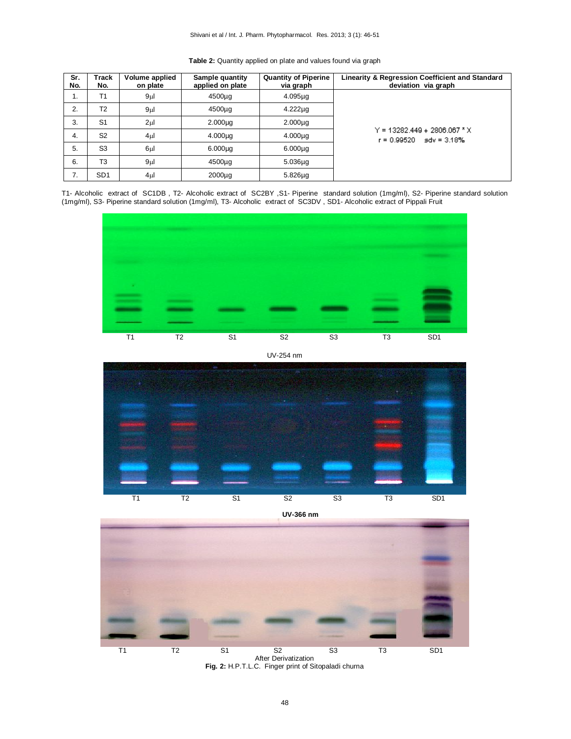**Table 2:** Quantity applied on plate and values found via graph

| Sr. No. | Track No. | Volume applied on plate | Sample quantity applied on plate | Quantity of Piperine via graph | Linearity & Regression Coefficient and Standard deviation via graph |
|---|---|---|---|---|---|
| 1. | T1 | 9µl | 4500µg | 4.095µg | Y = 13282.449 + 2806.067 * X r = 0.99520 sdv = 3.18% |
| 2. | T2 | 9µl | 4500µg | 4.222µg | |
| 3. | S1 | 2µl | 2.000µg | 2.000µg | |
| 4. | S2 | 4µl | 4.000µg | 4.000µg | |
| 5. | S3 | 6µl | 6.000µg | 6.000µg | |
| 6. | T3 | 9µl | 4500µg | 5.036µg | |
| 7. | SD1 | 4µl | 2000µg | 5.826µg | |

T1- Alcoholic extract of SC1DB , T2- Alcoholic extract of SC2BY ,S1- Piperine standard solution (1mg/ml), S2- Piperine standard solution (1mg/ml), S3- Piperine standard solution (1mg/ml), T3- Alcoholic extract of SC3DV , SD1- Alcoholic extract of Pippali Fruit

T1 T2 S1 S2 S3 T3 SD1

UV-254 nm

T1 T2 S1 S2 S3 T3 SD1

**UV-366 nm**

T1 T2 S1 S2 S3 T3 SD1

After Derivatization

**Fig. 2:** H.P.T.L.C. Finger print of Sitopaladi churna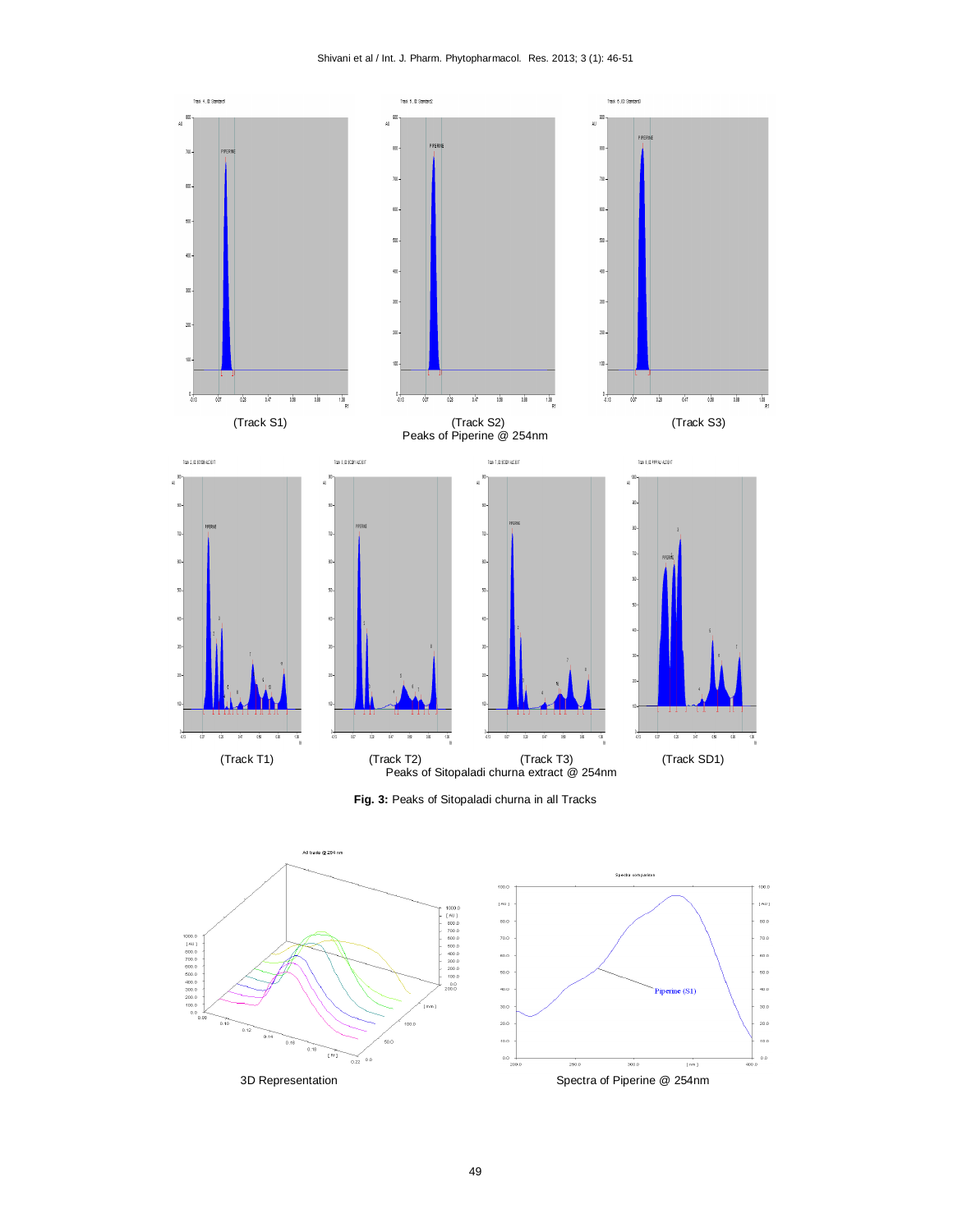(Track S1)

(Track S2)
Peaks of Piperine @ 254nm

(Track S3)

(Track T1)

(Track T2)

(Track T3)
Peaks of Sitopaladi churna extract @ 254nm

(Track SD1)

**Fig. 3:** Peaks of Sitopaladi churna in all Tracks

3D Representation

Spectra of Piperine @ 254nm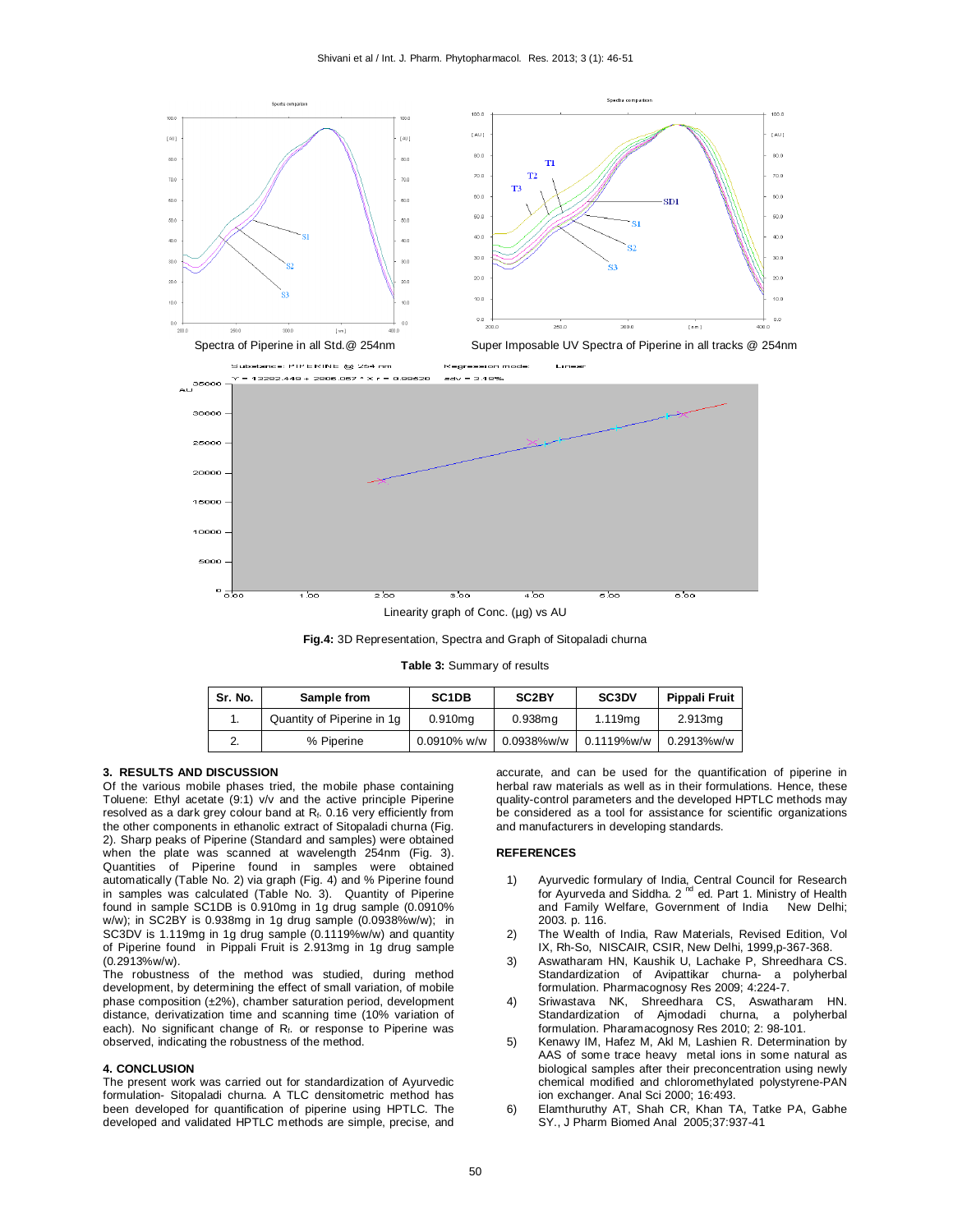Spectra of Piperine in all Std.@ 254nm

Super Imposable UV Spectra of Piperine in all tracks @ 254nm

Substance: PIPERINE @ 254 nm

Regression mode: Linear

Y = 13282.449 + 2906.057 * X r = 0.99620 sdv = 3.18%

Linearity graph of Conc. (µg) vs AU

**Fig.4:** 3D Representation, Spectra and Graph of Sitopaladi churna

**Table 3:** Summary of results

| Sr. No. | Sample from | SC1DB | SC2BY | SC3DV | Pippali Fruit |
|---|---|---|---|---|---|
| 1. | Quantity of Piperine in 1g | 0.910mg | 0.938mg | 1.119mg | 2.913mg |
| 2. | % Piperine | 0.0910% w/w | 0.0938%w/w | 0.1119%w/w | 0.2913%w/w |

### 3. RESULTS AND DISCUSSION

Of the various mobile phases tried, the mobile phase containing Toluene: Ethyl acetate (9:1) v/v and the active principle Piperine resolved as a dark grey colour band at $R_f$. 0.16 very efficiently from the other components in ethanolic extract of Sitopaladi churna (Fig. 2). Sharp peaks of Piperine (Standard and samples) were obtained when the plate was scanned at wavelength 254nm (Fig. 3). Quantities of Piperine found in samples were obtained automatically (Table No. 2) via graph (Fig. 4) and % Piperine found in samples was calculated (Table No. 3). Quantity of Piperine found in sample SC1DB is 0.910mg in 1g drug sample (0.0910% w/w); in SC2BY is 0.938mg in 1g drug sample (0.0938%w/w); in SC3DV is 1.119mg in 1g drug sample (0.1119%w/w) and quantity of Piperine found in Pippali Fruit is 2.913mg in 1g drug sample (0.2913%w/w).

The robustness of the method was studied, during method development, by determining the effect of small variation, of mobile phase composition (±2%), chamber saturation period, development distance, derivatization time and scanning time (10% variation of each). No significant change of $R_f$. or response to Piperine was observed, indicating the robustness of the method.

### 4. CONCLUSION

The present work was carried out for standardization of Ayurvedic formulation- Sitopaladi churna. A TLC densitometric method has been developed for quantification of piperine using HPTLC. The developed and validated HPTLC methods are simple, precise, and accurate, and can be used for the quantification of piperine in herbal raw materials as well as in their formulations. Hence, these quality-control parameters and the developed HPTLC methods may be considered as a tool for assistance for scientific organizations and manufacturers in developing standards.

### REFERENCES

1) Ayurvedic formulary of India, Central Council for Research for Ayurveda and Siddha. 2 nd ed. Part 1. Ministry of Health and Family Welfare, Government of India New Delhi; 2003. p. 116.
2) The Wealth of India, Raw Materials, Revised Edition, Vol IX, Rh-So, NISCAIR, CSIR, New Delhi, 1999,p-367-368.
3) Aswatharam HN, Kaushik U, Lachake P, Shreedhara CS. Standardization of Avipattikar churna- a polyherbal formulation. Pharmacognosy Res 2009; 4:224-7.
4) Sriwastava NK, Shreedhara CS, Aswatharam HN. Standardization of Ajmodadi churna, a polyherbal formulation. Pharamacognosy Res 2010; 2: 98-101.
5) Kenawy IM, Hafez M, Akl M, Lashien R. Determination by AAS of some trace heavy metal ions in some natural as biological samples after their preconcentration using newly chemical modified and chloromethylated polystyrene-PAN ion exchanger. Anal Sci 2000; 16:493.
6) Elamthuruthy AT, Shah CR, Khan TA, Tatke PA, Gabhe SY., J Pharm Biomed Anal 2005;37:937-41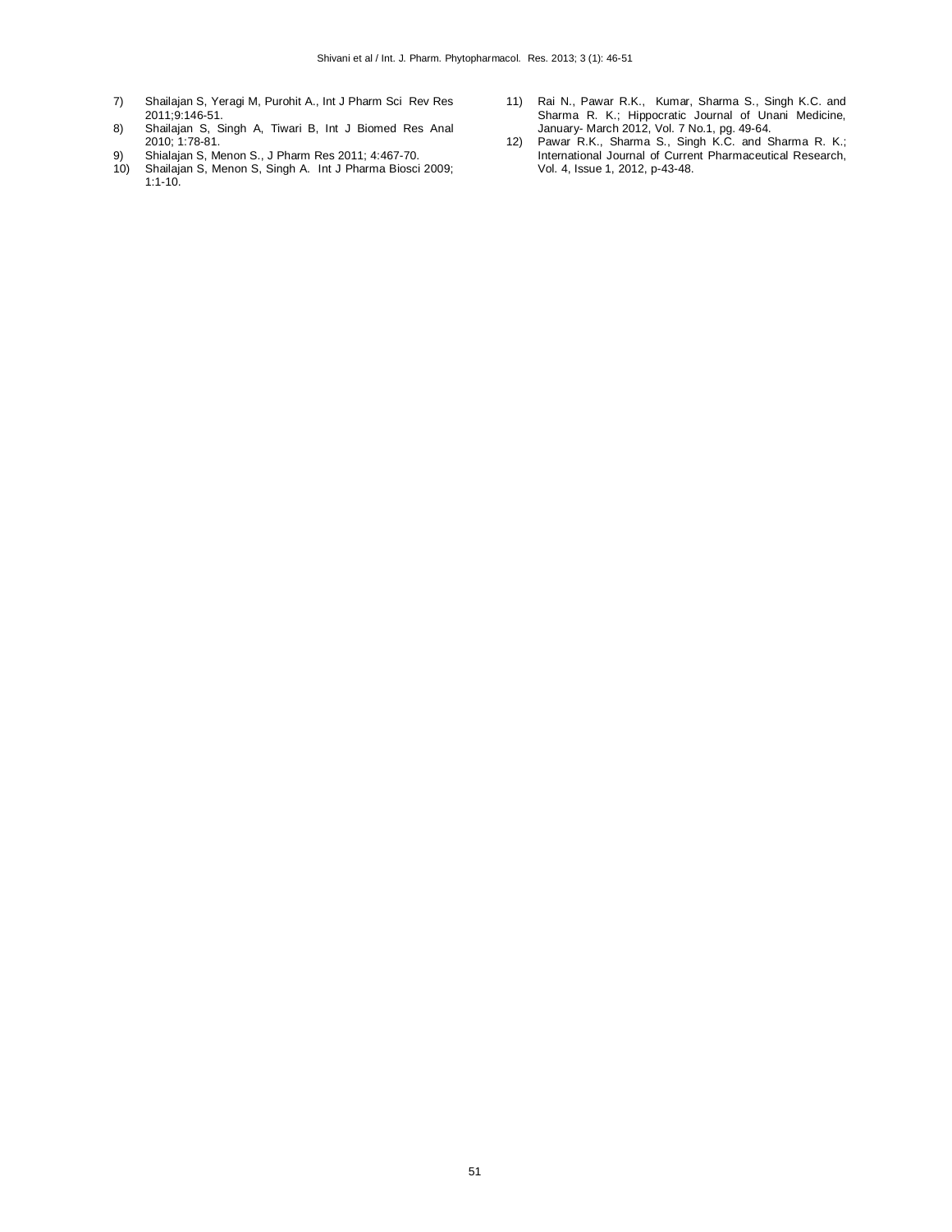7) Shailajan S, Yeragi M, Purohit A., Int J Pharm Sci Rev Res 2011;9:146-51.
8) Shailajan S, Singh A, Tiwari B, Int J Biomed Res Anal 2010; 1:78-81.
9) Shialajan S, Menon S., J Pharm Res 2011; 4:467-70.
10) Shailajan S, Menon S, Singh A. Int J Pharma Biosci 2009; 1:1-10.
11) Rai N., Pawar R.K., Kumar, Sharma S., Singh K.C. and Sharma R. K.; Hippocratic Journal of Unani Medicine, January- March 2012, Vol. 7 No.1, pg. 49-64.
12) Pawar R.K., Sharma S., Singh K.C. and Sharma R. K.; International Journal of Current Pharmaceutical Research, Vol. 4, Issue 1, 2012, p-43-48.